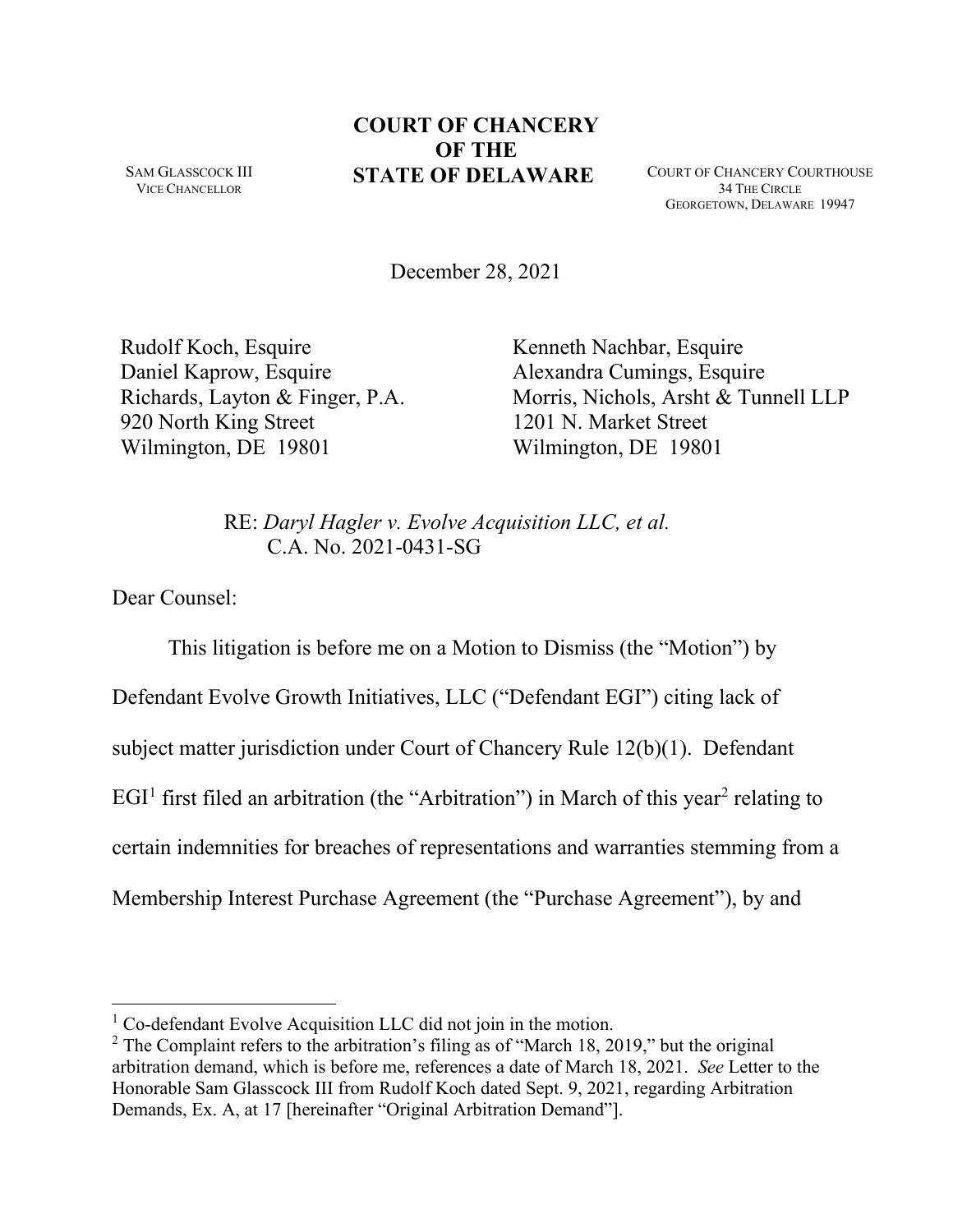# COURT OF CHANCERY OF THE STATE OF DELAWARE

SAM GLASSCOCK III
VICE CHANCELLOR

COURT OF CHANCERY COURTHOUSE
34 THE CIRCLE
GEORGETOWN, DELAWARE 19947

December 28, 2021

Rudolf Koch, Esquire
Daniel Kaprow, Esquire
Richards, Layton & Finger, P.A.
920 North King Street
Wilmington, DE 19801

Kenneth Nachbar, Esquire
Alexandra Cumings, Esquire
Morris, Nichols, Arsht & Tunnell LLP
1201 N. Market Street
Wilmington, DE 19801

RE: *Daryl Hagler v. Evolve Acquisition LLC, et al.*
C.A. No. 2021-0431-SG

Dear Counsel:

This litigation is before me on a Motion to Dismiss (the "Motion") by Defendant Evolve Growth Initiatives, LLC ("Defendant EGI") citing lack of subject matter jurisdiction under Court of Chancery Rule 12(b)(1). Defendant EGI[1] first filed an arbitration (the "Arbitration") in March of this year[2] relating to certain indemnities for breaches of representations and warranties stemming from a Membership Interest Purchase Agreement (the "Purchase Agreement"), by and

---

[1] Co-defendant Evolve Acquisition LLC did not join in the motion.

[2] The Complaint refers to the arbitration's filing as of "March 18, 2019," but the original arbitration demand, which is before me, references a date of March 18, 2021. *See* Letter to the Honorable Sam Glasscock III from Rudolf Koch dated Sept. 9, 2021, regarding Arbitration Demands, Ex. A, at 17 [hereinafter "Original Arbitration Demand"].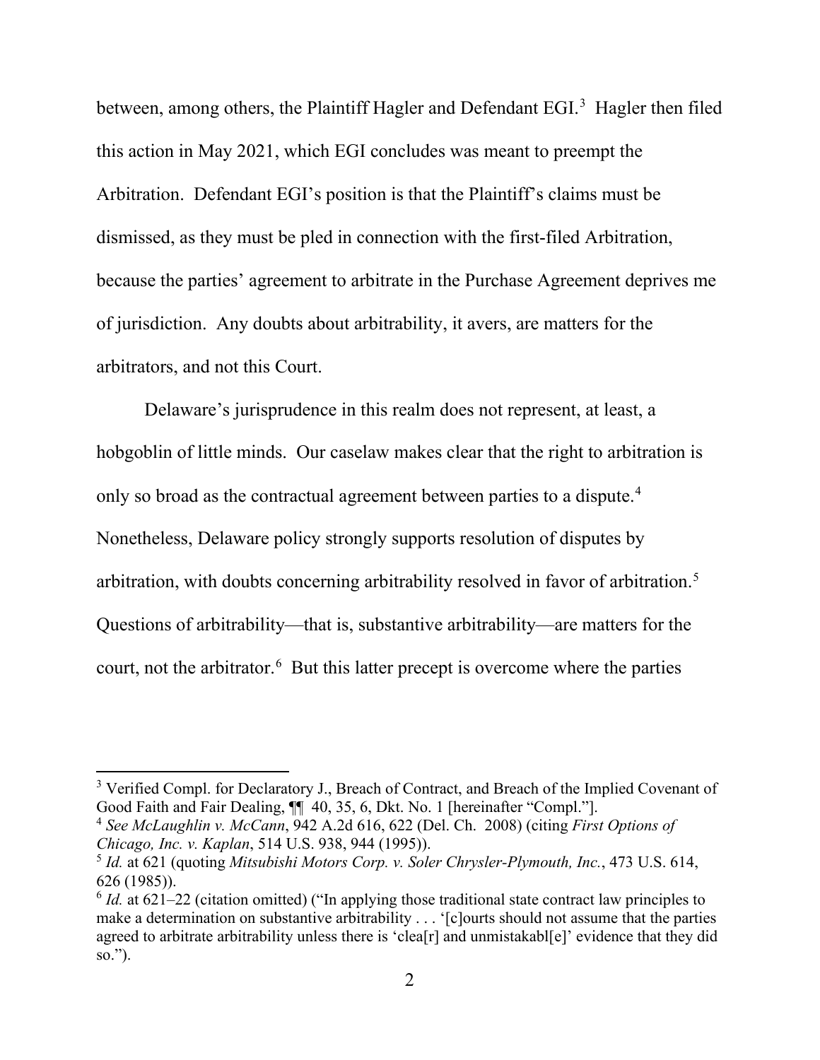between, among others, the Plaintiff Hagler and Defendant EGI.[3] Hagler then filed this action in May 2021, which EGI concludes was meant to preempt the Arbitration. Defendant EGI's position is that the Plaintiff's claims must be dismissed, as they must be pled in connection with the first-filed Arbitration, because the parties' agreement to arbitrate in the Purchase Agreement deprives me of jurisdiction. Any doubts about arbitrability, it avers, are matters for the arbitrators, and not this Court.

Delaware's jurisprudence in this realm does not represent, at least, a hobgoblin of little minds. Our caselaw makes clear that the right to arbitration is only so broad as the contractual agreement between parties to a dispute.[4] Nonetheless, Delaware policy strongly supports resolution of disputes by arbitration, with doubts concerning arbitrability resolved in favor of arbitration.[5] Questions of arbitrability—that is, substantive arbitrability—are matters for the court, not the arbitrator.[6] But this latter precept is overcome where the parties

---

[3] Verified Compl. for Declaratory J., Breach of Contract, and Breach of the Implied Covenant of Good Faith and Fair Dealing, ¶¶ 40, 35, 6, Dkt. No. 1 [hereinafter "Compl."].

[4] *See McLaughlin v. McCann*, 942 A.2d 616, 622 (Del. Ch. 2008) (citing *First Options of Chicago, Inc. v. Kaplan*, 514 U.S. 938, 944 (1995)).

[5] *Id.* at 621 (quoting *Mitsubishi Motors Corp. v. Soler Chrysler-Plymouth, Inc.*, 473 U.S. 614, 626 (1985)).

[6] *Id.* at 621–22 (citation omitted) ("In applying those traditional state contract law principles to make a determination on substantive arbitrability . . . '[c]ourts should not assume that the parties agreed to arbitrate arbitrability unless there is 'clea[r] and unmistakabl[e]' evidence that they did so.").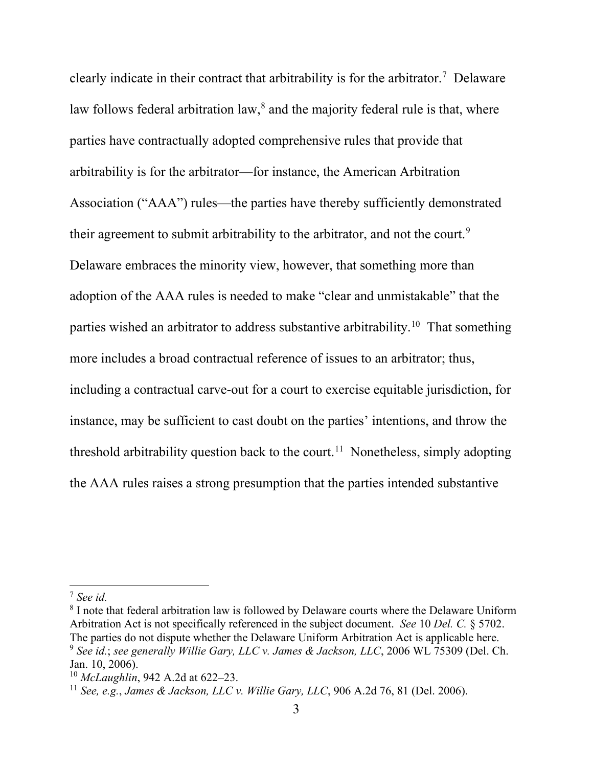clearly indicate in their contract that arbitrability is for the arbitrator.[7] Delaware law follows federal arbitration law,[8] and the majority federal rule is that, where parties have contractually adopted comprehensive rules that provide that arbitrability is for the arbitrator—for instance, the American Arbitration Association ("AAA") rules—the parties have thereby sufficiently demonstrated their agreement to submit arbitrability to the arbitrator, and not the court.[9] Delaware embraces the minority view, however, that something more than adoption of the AAA rules is needed to make "clear and unmistakable" that the parties wished an arbitrator to address substantive arbitrability.[10] That something more includes a broad contractual reference of issues to an arbitrator; thus, including a contractual carve-out for a court to exercise equitable jurisdiction, for instance, may be sufficient to cast doubt on the parties' intentions, and throw the threshold arbitrability question back to the court.[11] Nonetheless, simply adopting the AAA rules raises a strong presumption that the parties intended substantive

---

[7] *See id.*

[8] I note that federal arbitration law is followed by Delaware courts where the Delaware Uniform Arbitration Act is not specifically referenced in the subject document. *See* 10 *Del. C.* § 5702. The parties do not dispute whether the Delaware Uniform Arbitration Act is applicable here.

[9] *See id.*; *see generally Willie Gary, LLC v. James & Jackson, LLC*, 2006 WL 75309 (Del. Ch. Jan. 10, 2006).

[10] *McLaughlin*, 942 A.2d at 622–23.

[11] *See, e.g.*, *James & Jackson, LLC v. Willie Gary, LLC*, 906 A.2d 76, 81 (Del. 2006).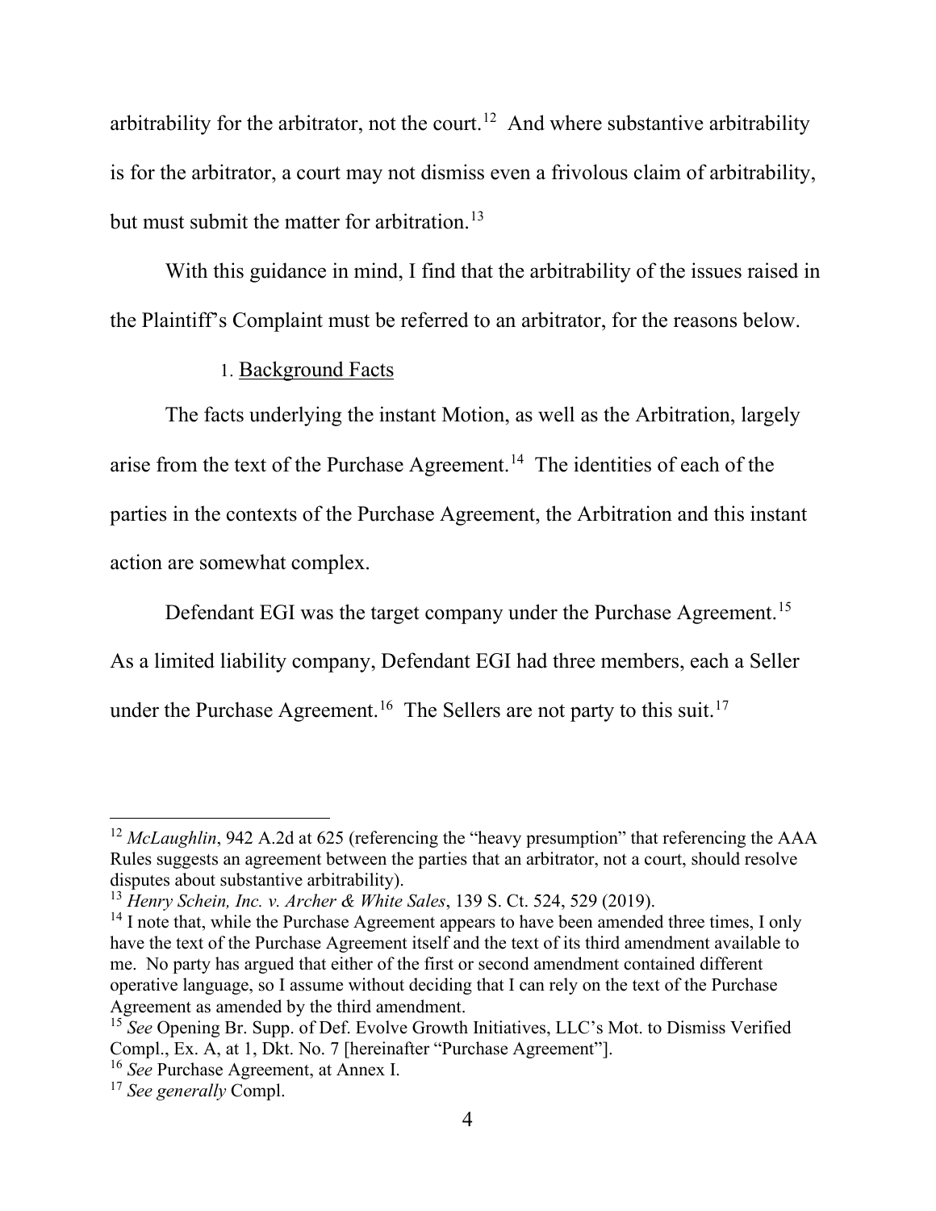arbitrability for the arbitrator, not the court.[12] And where substantive arbitrability is for the arbitrator, a court may not dismiss even a frivolous claim of arbitrability, but must submit the matter for arbitration.[13]

With this guidance in mind, I find that the arbitrability of the issues raised in the Plaintiff's Complaint must be referred to an arbitrator, for the reasons below.

1. Background Facts

The facts underlying the instant Motion, as well as the Arbitration, largely arise from the text of the Purchase Agreement.[14] The identities of each of the parties in the contexts of the Purchase Agreement, the Arbitration and this instant action are somewhat complex.

Defendant EGI was the target company under the Purchase Agreement.[15] As a limited liability company, Defendant EGI had three members, each a Seller under the Purchase Agreement.[16] The Sellers are not party to this suit.[17]

---

[12] *McLaughlin*, 942 A.2d at 625 (referencing the "heavy presumption" that referencing the AAA Rules suggests an agreement between the parties that an arbitrator, not a court, should resolve disputes about substantive arbitrability).

[13] *Henry Schein, Inc. v. Archer & White Sales*, 139 S. Ct. 524, 529 (2019).

[14] I note that, while the Purchase Agreement appears to have been amended three times, I only have the text of the Purchase Agreement itself and the text of its third amendment available to me. No party has argued that either of the first or second amendment contained different operative language, so I assume without deciding that I can rely on the text of the Purchase Agreement as amended by the third amendment.

[15] *See* Opening Br. Supp. of Def. Evolve Growth Initiatives, LLC's Mot. to Dismiss Verified Compl., Ex. A, at 1, Dkt. No. 7 [hereinafter "Purchase Agreement"].

[16] *See* Purchase Agreement, at Annex I.

[17] *See generally* Compl.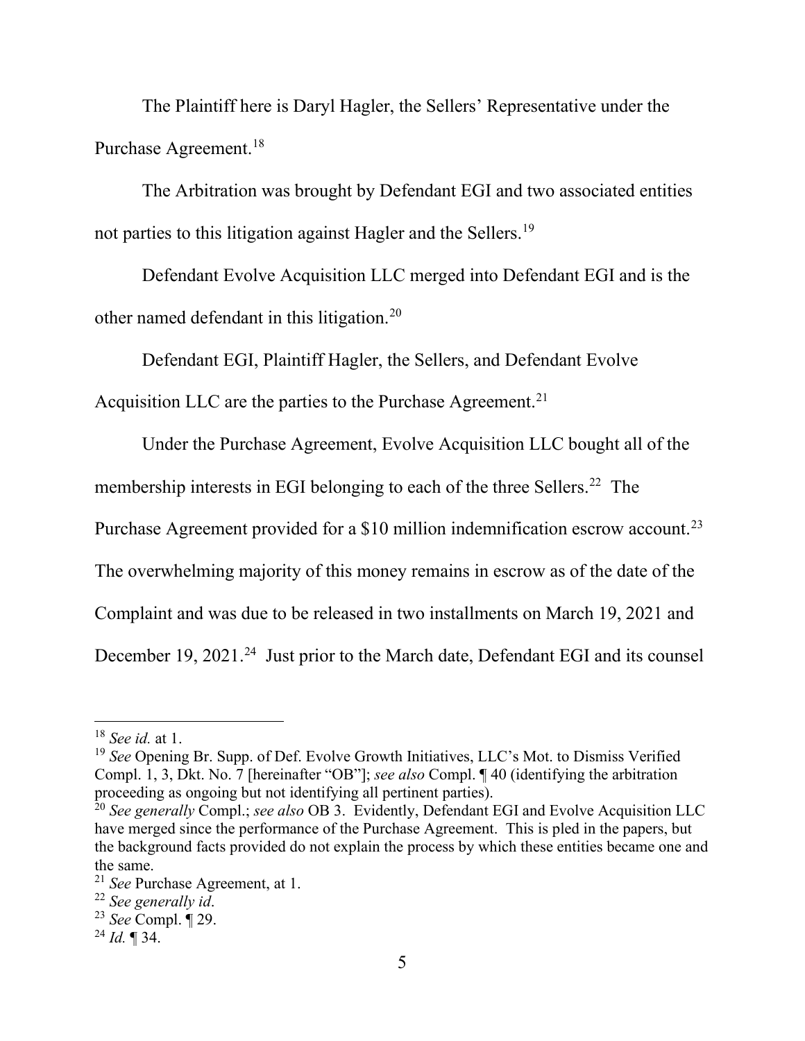The Plaintiff here is Daryl Hagler, the Sellers' Representative under the Purchase Agreement.[18]

The Arbitration was brought by Defendant EGI and two associated entities not parties to this litigation against Hagler and the Sellers.[19]

Defendant Evolve Acquisition LLC merged into Defendant EGI and is the other named defendant in this litigation.[20]

Defendant EGI, Plaintiff Hagler, the Sellers, and Defendant Evolve Acquisition LLC are the parties to the Purchase Agreement.[21]

Under the Purchase Agreement, Evolve Acquisition LLC bought all of the membership interests in EGI belonging to each of the three Sellers.[22] The Purchase Agreement provided for a $10 million indemnification escrow account.[23] The overwhelming majority of this money remains in escrow as of the date of the Complaint and was due to be released in two installments on March 19, 2021 and December 19, 2021.[24] Just prior to the March date, Defendant EGI and its counsel

---

[18] *See id.* at 1.

[19] *See* Opening Br. Supp. of Def. Evolve Growth Initiatives, LLC's Mot. to Dismiss Verified Compl. 1, 3, Dkt. No. 7 [hereinafter "OB"]; *see also* Compl. ¶ 40 (identifying the arbitration proceeding as ongoing but not identifying all pertinent parties).

[20] *See generally* Compl.; *see also* OB 3. Evidently, Defendant EGI and Evolve Acquisition LLC have merged since the performance of the Purchase Agreement. This is pled in the papers, but the background facts provided do not explain the process by which these entities became one and the same.

[21] *See* Purchase Agreement, at 1.

[22] *See generally id*.

[23] *See* Compl. ¶ 29.

[24] *Id.* ¶ 34.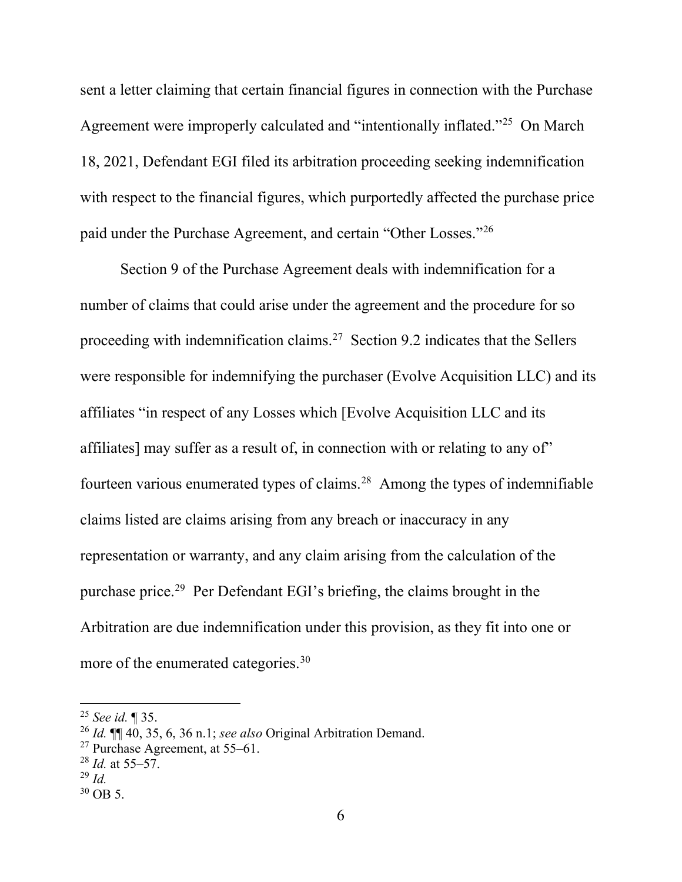sent a letter claiming that certain financial figures in connection with the Purchase Agreement were improperly calculated and "intentionally inflated."[25] On March 18, 2021, Defendant EGI filed its arbitration proceeding seeking indemnification with respect to the financial figures, which purportedly affected the purchase price paid under the Purchase Agreement, and certain "Other Losses."[26]

Section 9 of the Purchase Agreement deals with indemnification for a number of claims that could arise under the agreement and the procedure for so proceeding with indemnification claims.[27] Section 9.2 indicates that the Sellers were responsible for indemnifying the purchaser (Evolve Acquisition LLC) and its affiliates "in respect of any Losses which [Evolve Acquisition LLC and its affiliates] may suffer as a result of, in connection with or relating to any of" fourteen various enumerated types of claims.[28] Among the types of indemnifiable claims listed are claims arising from any breach or inaccuracy in any representation or warranty, and any claim arising from the calculation of the purchase price.[29] Per Defendant EGI's briefing, the claims brought in the Arbitration are due indemnification under this provision, as they fit into one or more of the enumerated categories.[30]

---

[25] *See id.* ¶ 35.

[26] *Id.* ¶¶ 40, 35, 6, 36 n.1; *see also* Original Arbitration Demand.

[27] Purchase Agreement, at 55–61.

[28] *Id.* at 55–57.

[29] *Id.*

[30] OB 5.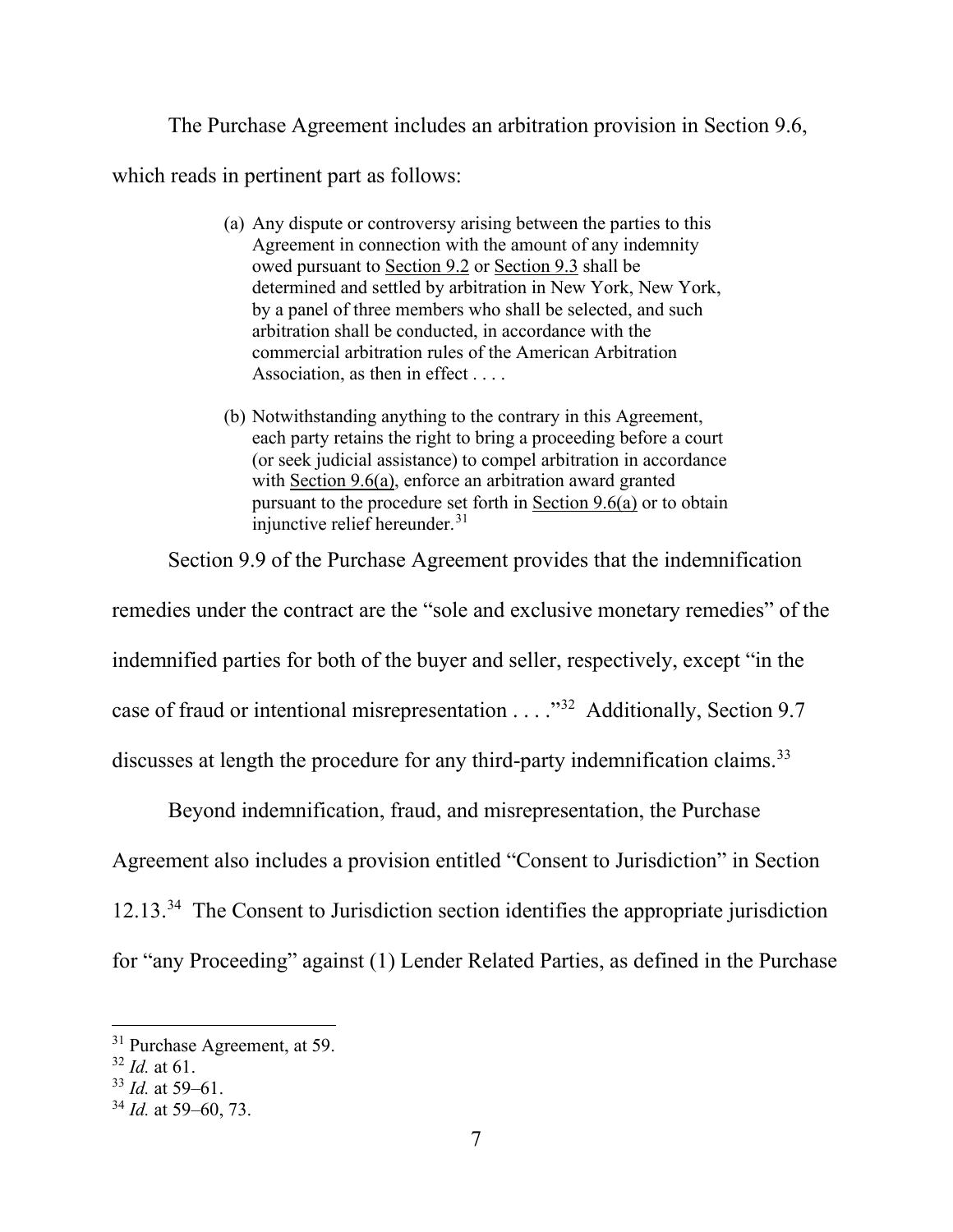The Purchase Agreement includes an arbitration provision in Section 9.6, which reads in pertinent part as follows:

> (a) Any dispute or controversy arising between the parties to this Agreement in connection with the amount of any indemnity owed pursuant to Section 9.2 or Section 9.3 shall be determined and settled by arbitration in New York, New York, by a panel of three members who shall be selected, and such arbitration shall be conducted, in accordance with the commercial arbitration rules of the American Arbitration Association, as then in effect . . . .
>
> (b) Notwithstanding anything to the contrary in this Agreement, each party retains the right to bring a proceeding before a court (or seek judicial assistance) to compel arbitration in accordance with Section 9.6(a), enforce an arbitration award granted pursuant to the procedure set forth in Section 9.6(a) or to obtain injunctive relief hereunder.[31]

Section 9.9 of the Purchase Agreement provides that the indemnification remedies under the contract are the "sole and exclusive monetary remedies" of the indemnified parties for both of the buyer and seller, respectively, except "in the case of fraud or intentional misrepresentation . . . ."[32] Additionally, Section 9.7 discusses at length the procedure for any third-party indemnification claims.[33]

Beyond indemnification, fraud, and misrepresentation, the Purchase Agreement also includes a provision entitled "Consent to Jurisdiction" in Section 12.13.[34] The Consent to Jurisdiction section identifies the appropriate jurisdiction for "any Proceeding" against (1) Lender Related Parties, as defined in the Purchase

---

[31] Purchase Agreement, at 59.

[32] *Id.* at 61.

[33] *Id.* at 59–61.

[34] *Id.* at 59–60, 73.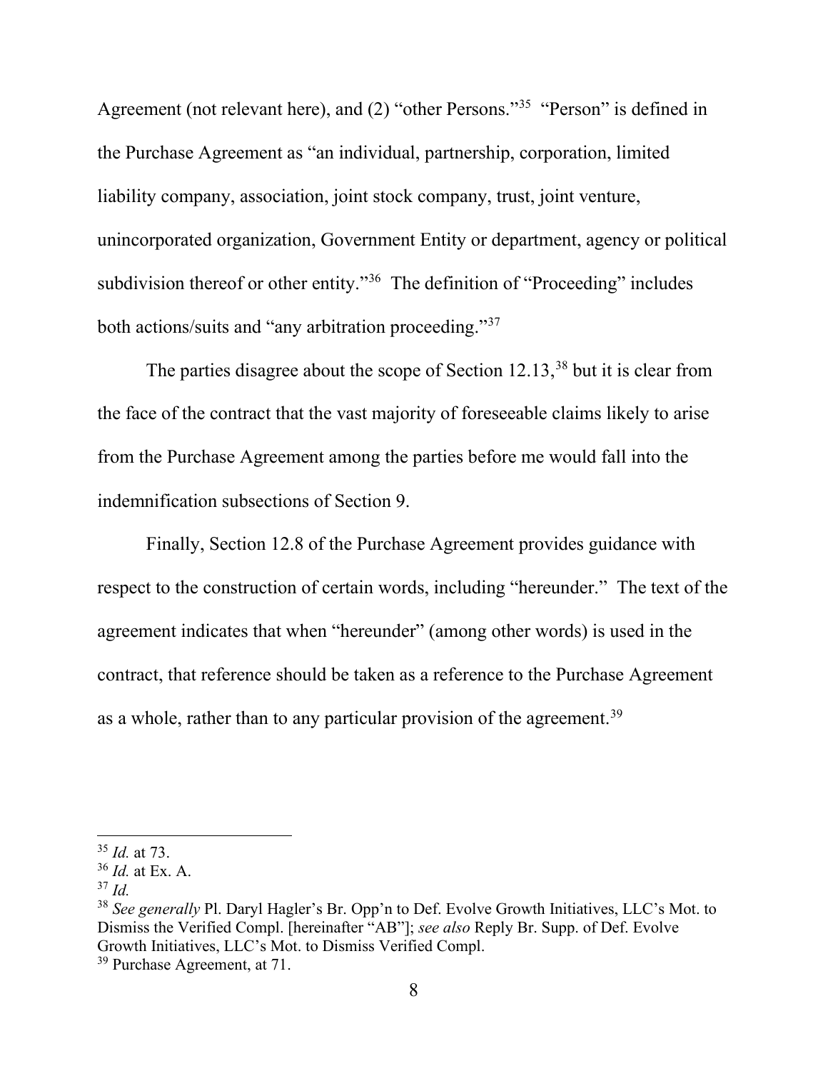Agreement (not relevant here), and (2) "other Persons."[35] "Person" is defined in the Purchase Agreement as "an individual, partnership, corporation, limited liability company, association, joint stock company, trust, joint venture, unincorporated organization, Government Entity or department, agency or political subdivision thereof or other entity."[36] The definition of "Proceeding" includes both actions/suits and "any arbitration proceeding."[37]

The parties disagree about the scope of Section 12.13,[38] but it is clear from the face of the contract that the vast majority of foreseeable claims likely to arise from the Purchase Agreement among the parties before me would fall into the indemnification subsections of Section 9.

Finally, Section 12.8 of the Purchase Agreement provides guidance with respect to the construction of certain words, including "hereunder." The text of the agreement indicates that when "hereunder" (among other words) is used in the contract, that reference should be taken as a reference to the Purchase Agreement as a whole, rather than to any particular provision of the agreement.[39]

---

[35] *Id.* at 73.

[36] *Id.* at Ex. A.

[37] *Id.*

[38] *See generally* Pl. Daryl Hagler's Br. Opp'n to Def. Evolve Growth Initiatives, LLC's Mot. to Dismiss the Verified Compl. [hereinafter "AB"]; *see also* Reply Br. Supp. of Def. Evolve Growth Initiatives, LLC's Mot. to Dismiss Verified Compl.

[39] Purchase Agreement, at 71.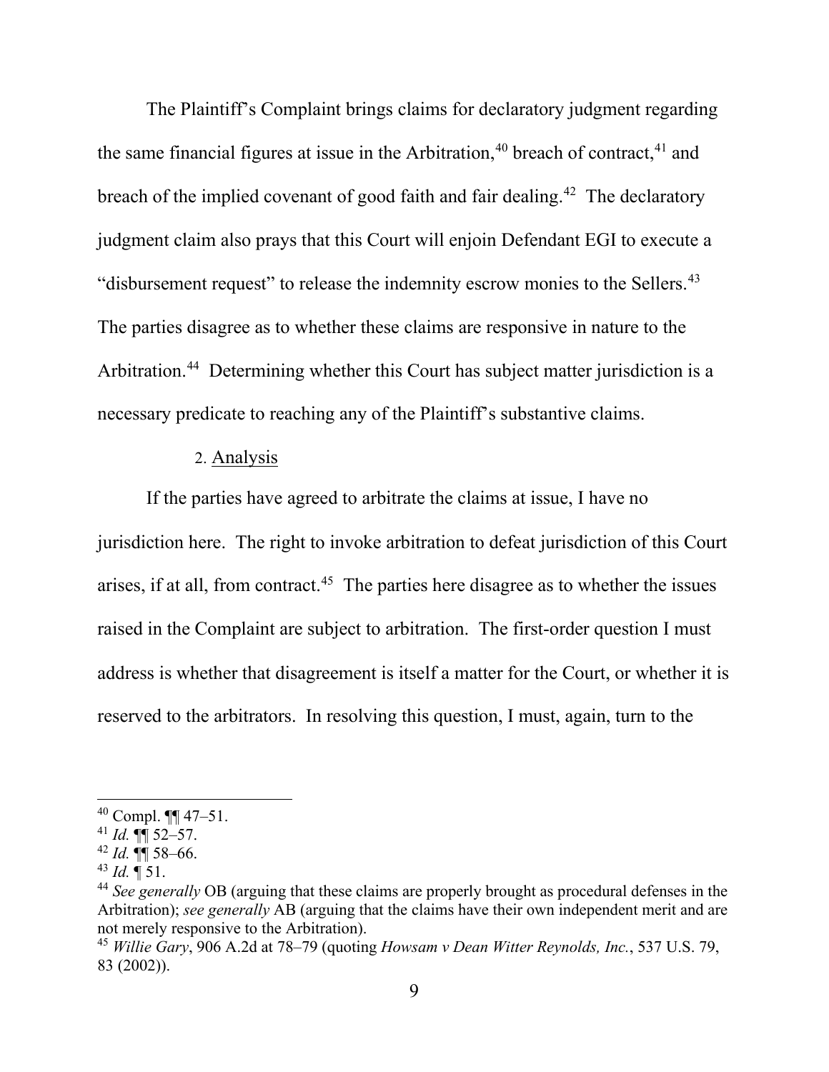The Plaintiff's Complaint brings claims for declaratory judgment regarding the same financial figures at issue in the Arbitration,[40] breach of contract,[41] and breach of the implied covenant of good faith and fair dealing.[42] The declaratory judgment claim also prays that this Court will enjoin Defendant EGI to execute a "disbursement request" to release the indemnity escrow monies to the Sellers.[43] The parties disagree as to whether these claims are responsive in nature to the Arbitration.[44] Determining whether this Court has subject matter jurisdiction is a necessary predicate to reaching any of the Plaintiff's substantive claims.

2. Analysis

If the parties have agreed to arbitrate the claims at issue, I have no jurisdiction here. The right to invoke arbitration to defeat jurisdiction of this Court arises, if at all, from contract.[45] The parties here disagree as to whether the issues raised in the Complaint are subject to arbitration. The first-order question I must address is whether that disagreement is itself a matter for the Court, or whether it is reserved to the arbitrators. In resolving this question, I must, again, turn to the

---

[40] Compl. ¶¶ 47–51.

[41] *Id.* ¶¶ 52–57.

[42] *Id.* ¶¶ 58–66.

[43] *Id.* ¶ 51.

[44] *See generally* OB (arguing that these claims are properly brought as procedural defenses in the Arbitration); *see generally* AB (arguing that the claims have their own independent merit and are not merely responsive to the Arbitration).

[45] *Willie Gary*, 906 A.2d at 78–79 (quoting *Howsam v Dean Witter Reynolds, Inc.*, 537 U.S. 79, 83 (2002)).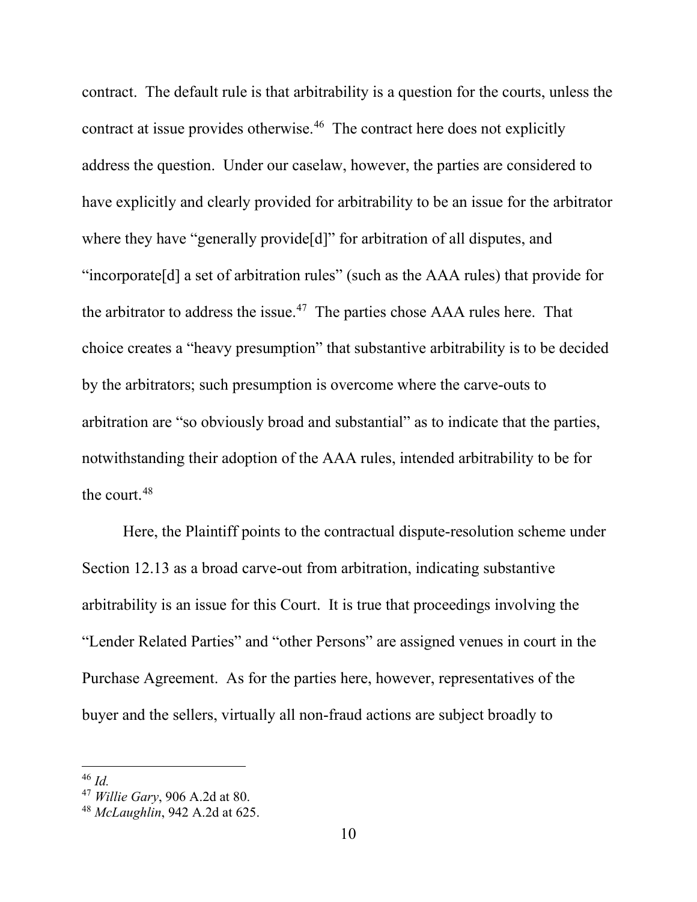contract. The default rule is that arbitrability is a question for the courts, unless the contract at issue provides otherwise.[46] The contract here does not explicitly address the question. Under our caselaw, however, the parties are considered to have explicitly and clearly provided for arbitrability to be an issue for the arbitrator where they have "generally provide[d]" for arbitration of all disputes, and "incorporate[d] a set of arbitration rules" (such as the AAA rules) that provide for the arbitrator to address the issue.[47] The parties chose AAA rules here. That choice creates a "heavy presumption" that substantive arbitrability is to be decided by the arbitrators; such presumption is overcome where the carve-outs to arbitration are "so obviously broad and substantial" as to indicate that the parties, notwithstanding their adoption of the AAA rules, intended arbitrability to be for the court.[48]

Here, the Plaintiff points to the contractual dispute-resolution scheme under Section 12.13 as a broad carve-out from arbitration, indicating substantive arbitrability is an issue for this Court. It is true that proceedings involving the "Lender Related Parties" and "other Persons" are assigned venues in court in the Purchase Agreement. As for the parties here, however, representatives of the buyer and the sellers, virtually all non-fraud actions are subject broadly to

---

[46] *Id.*

[47] *Willie Gary*, 906 A.2d at 80.

[48] *McLaughlin*, 942 A.2d at 625.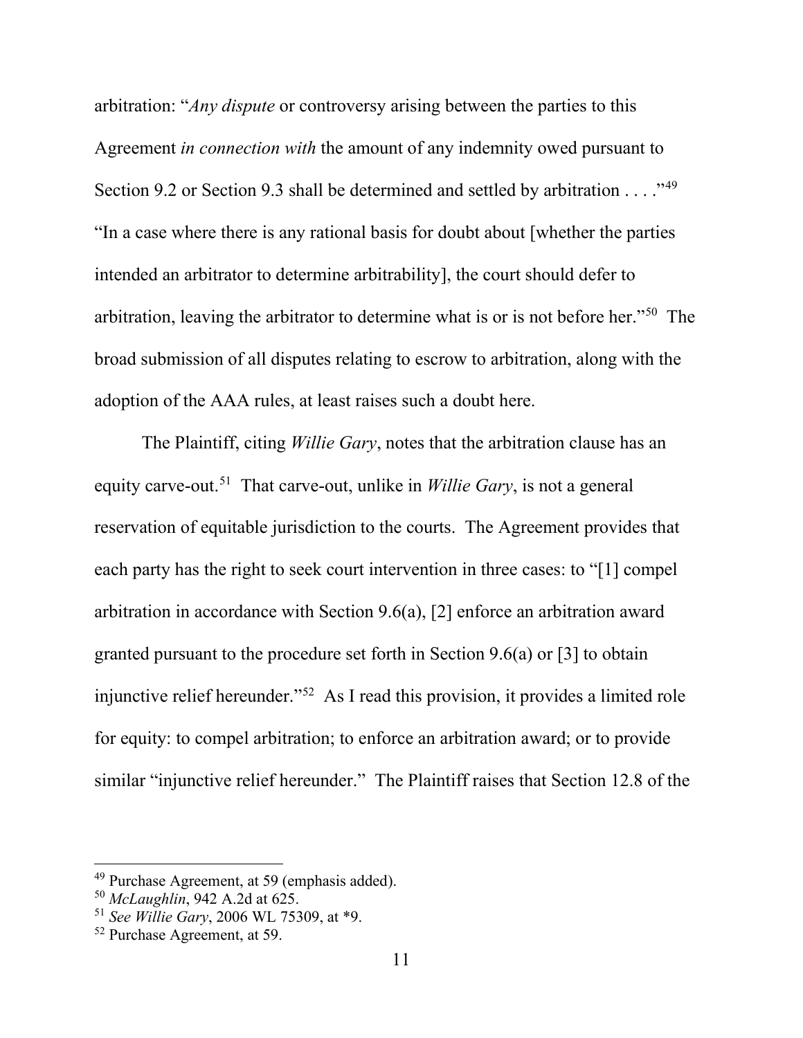arbitration: "*Any dispute* or controversy arising between the parties to this Agreement *in connection with* the amount of any indemnity owed pursuant to Section 9.2 or Section 9.3 shall be determined and settled by arbitration . . . ."[49] "In a case where there is any rational basis for doubt about [whether the parties intended an arbitrator to determine arbitrability], the court should defer to arbitration, leaving the arbitrator to determine what is or is not before her."[50] The broad submission of all disputes relating to escrow to arbitration, along with the adoption of the AAA rules, at least raises such a doubt here.

The Plaintiff, citing *Willie Gary*, notes that the arbitration clause has an equity carve-out.[51] That carve-out, unlike in *Willie Gary*, is not a general reservation of equitable jurisdiction to the courts. The Agreement provides that each party has the right to seek court intervention in three cases: to "[1] compel arbitration in accordance with Section 9.6(a), [2] enforce an arbitration award granted pursuant to the procedure set forth in Section 9.6(a) or [3] to obtain injunctive relief hereunder."[52] As I read this provision, it provides a limited role for equity: to compel arbitration; to enforce an arbitration award; or to provide similar "injunctive relief hereunder." The Plaintiff raises that Section 12.8 of the

---

[49] Purchase Agreement, at 59 (emphasis added).

[50] *McLaughlin*, 942 A.2d at 625.

[51] *See Willie Gary*, 2006 WL 75309, at *9.

[52] Purchase Agreement, at 59.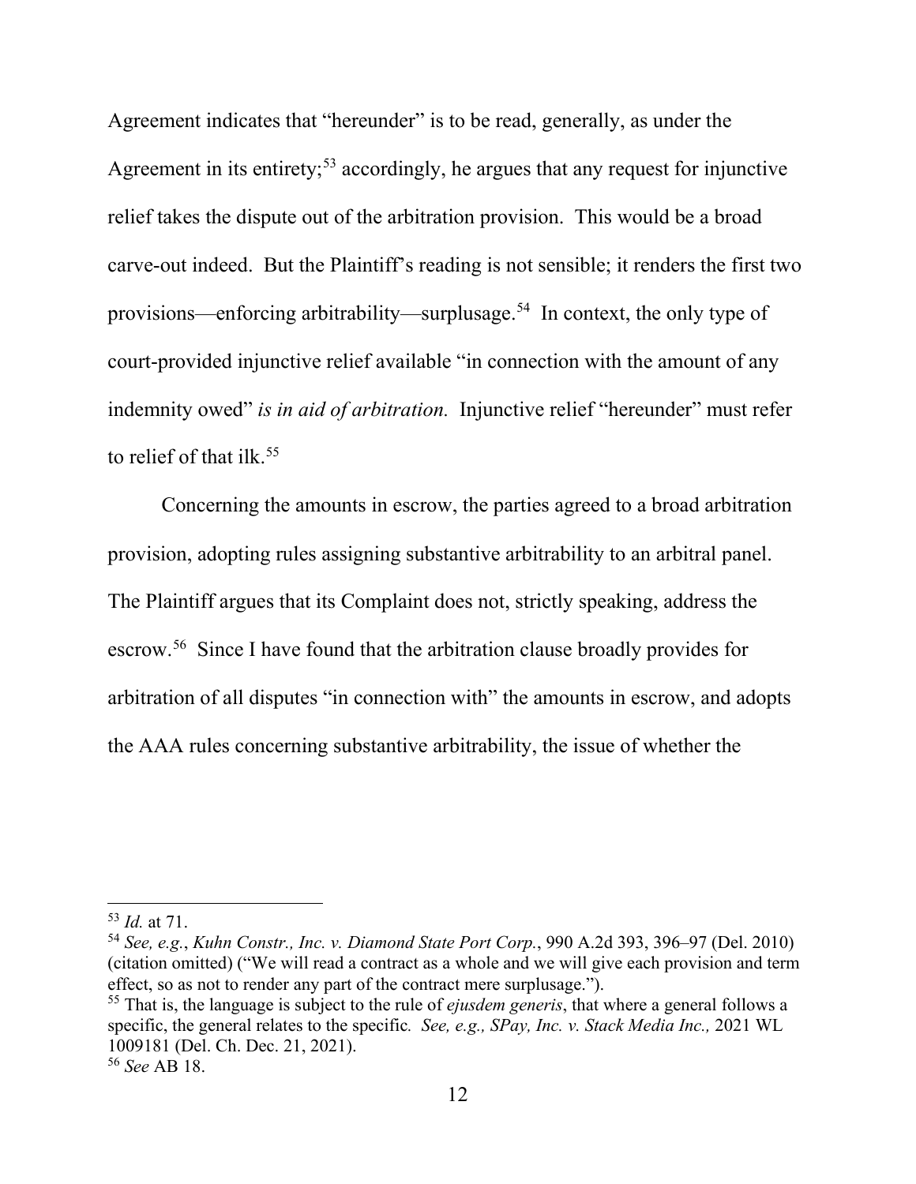Agreement indicates that "hereunder" is to be read, generally, as under the Agreement in its entirety;[53] accordingly, he argues that any request for injunctive relief takes the dispute out of the arbitration provision. This would be a broad carve-out indeed. But the Plaintiff's reading is not sensible; it renders the first two provisions—enforcing arbitrability—surplusage.[54] In context, the only type of court-provided injunctive relief available "in connection with the amount of any indemnity owed" *is in aid of arbitration.* Injunctive relief "hereunder" must refer to relief of that ilk.[55]

Concerning the amounts in escrow, the parties agreed to a broad arbitration provision, adopting rules assigning substantive arbitrability to an arbitral panel. The Plaintiff argues that its Complaint does not, strictly speaking, address the escrow.[56] Since I have found that the arbitration clause broadly provides for arbitration of all disputes "in connection with" the amounts in escrow, and adopts the AAA rules concerning substantive arbitrability, the issue of whether the

---

[53] *Id.* at 71.

[54] *See, e.g.*, *Kuhn Constr., Inc. v. Diamond State Port Corp.*, 990 A.2d 393, 396–97 (Del. 2010) (citation omitted) ("We will read a contract as a whole and we will give each provision and term effect, so as not to render any part of the contract mere surplusage.").

[55] That is, the language is subject to the rule of *ejusdem generis*, that where a general follows a specific, the general relates to the specific. *See, e.g., SPay, Inc. v. Stack Media Inc.,* 2021 WL 1009181 (Del. Ch. Dec. 21, 2021).

[56] *See* AB 18.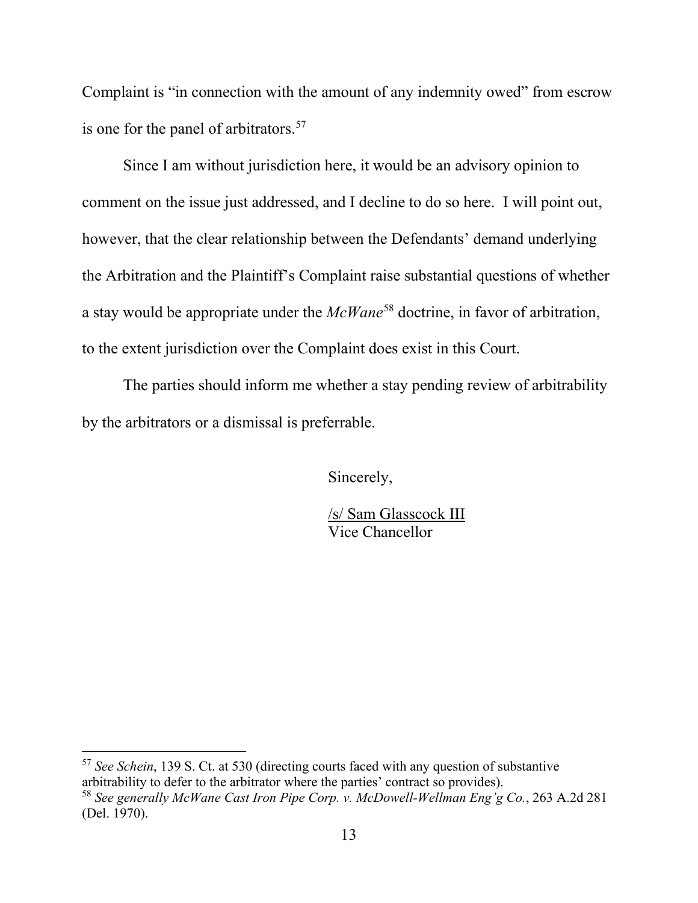Complaint is "in connection with the amount of any indemnity owed" from escrow is one for the panel of arbitrators.[57]

Since I am without jurisdiction here, it would be an advisory opinion to comment on the issue just addressed, and I decline to do so here. I will point out, however, that the clear relationship between the Defendants' demand underlying the Arbitration and the Plaintiff's Complaint raise substantial questions of whether a stay would be appropriate under the *McWane*[58] doctrine, in favor of arbitration, to the extent jurisdiction over the Complaint does exist in this Court.

The parties should inform me whether a stay pending review of arbitrability by the arbitrators or a dismissal is preferrable.

Sincerely,

/s/ Sam Glasscock III
Vice Chancellor

---

[57] *See Schein*, 139 S. Ct. at 530 (directing courts faced with any question of substantive arbitrability to defer to the arbitrator where the parties' contract so provides).

[58] *See generally McWane Cast Iron Pipe Corp. v. McDowell-Wellman Eng'g Co.*, 263 A.2d 281 (Del. 1970).